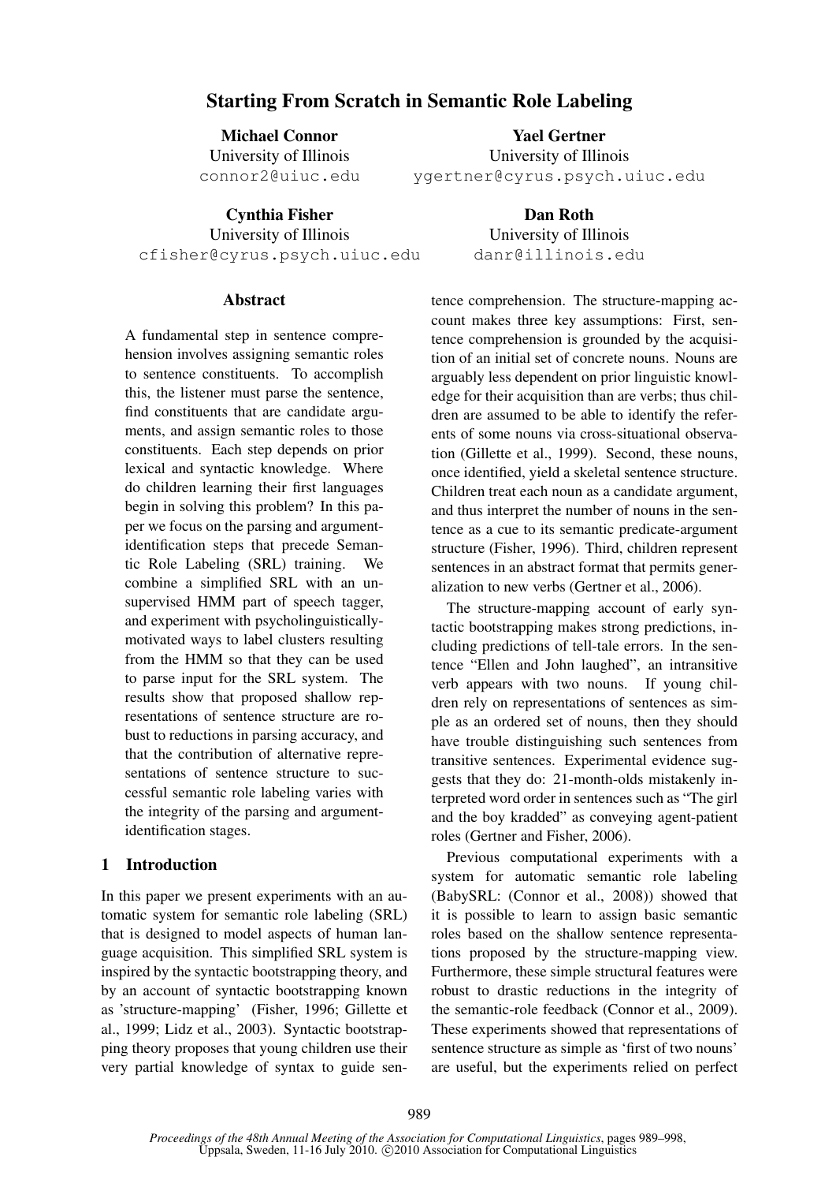# Starting From Scratch in Semantic Role Labeling

**Michael Connor**
University of Illinois
connor2@uiuc.edu

**Yael Gertner**
University of Illinois
ygertner@cyrus.psych.uiuc.edu

**Cynthia Fisher**
University of Illinois
cfisher@cyrus.psych.uiuc.edu

**Dan Roth**
University of Illinois
danr@illinois.edu

## Abstract

A fundamental step in sentence comprehension involves assigning semantic roles to sentence constituents. To accomplish this, the listener must parse the sentence, find constituents that are candidate arguments, and assign semantic roles to those constituents. Each step depends on prior lexical and syntactic knowledge. Where do children learning their first languages begin in solving this problem? In this paper we focus on the parsing and argument-identification steps that precede Semantic Role Labeling (SRL) training. We combine a simplified SRL with an unsupervised HMM part of speech tagger, and experiment with psycholinguistically-motivated ways to label clusters resulting from the HMM so that they can be used to parse input for the SRL system. The results show that proposed shallow representations of sentence structure are robust to reductions in parsing accuracy, and that the contribution of alternative representations of sentence structure to successful semantic role labeling varies with the integrity of the parsing and argument-identification stages.

## 1 Introduction

In this paper we present experiments with an automatic system for semantic role labeling (SRL) that is designed to model aspects of human language acquisition. This simplified SRL system is inspired by the syntactic bootstrapping theory, and by an account of syntactic bootstrapping known as 'structure-mapping' (Fisher, 1996; Gillette et al., 1999; Lidz et al., 2003). Syntactic bootstrapping theory proposes that young children use their very partial knowledge of syntax to guide sentence comprehension. The structure-mapping account makes three key assumptions: First, sentence comprehension is grounded by the acquisition of an initial set of concrete nouns. Nouns are arguably less dependent on prior linguistic knowledge for their acquisition than are verbs; thus children are assumed to be able to identify the referents of some nouns via cross-situational observation (Gillette et al., 1999). Second, these nouns, once identified, yield a skeletal sentence structure. Children treat each noun as a candidate argument, and thus interpret the number of nouns in the sentence as a cue to its semantic predicate-argument structure (Fisher, 1996). Third, children represent sentences in an abstract format that permits generalization to new verbs (Gertner et al., 2006).

The structure-mapping account of early syntactic bootstrapping makes strong predictions, including predictions of tell-tale errors. In the sentence "Ellen and John laughed", an intransitive verb appears with two nouns. If young children rely on representations of sentences as simple as an ordered set of nouns, then they should have trouble distinguishing such sentences from transitive sentences. Experimental evidence suggests that they do: 21-month-olds mistakenly interpreted word order in sentences such as "The girl and the boy kradded" as conveying agent-patient roles (Gertner and Fisher, 2006).

Previous computational experiments with a system for automatic semantic role labeling (BabySRL: (Connor et al., 2008)) showed that it is possible to learn to assign basic semantic roles based on the shallow sentence representations proposed by the structure-mapping view. Furthermore, these simple structural features were robust to drastic reductions in the integrity of the semantic-role feedback (Connor et al., 2009). These experiments showed that representations of sentence structure as simple as 'first of two nouns' are useful, but the experiments relied on perfect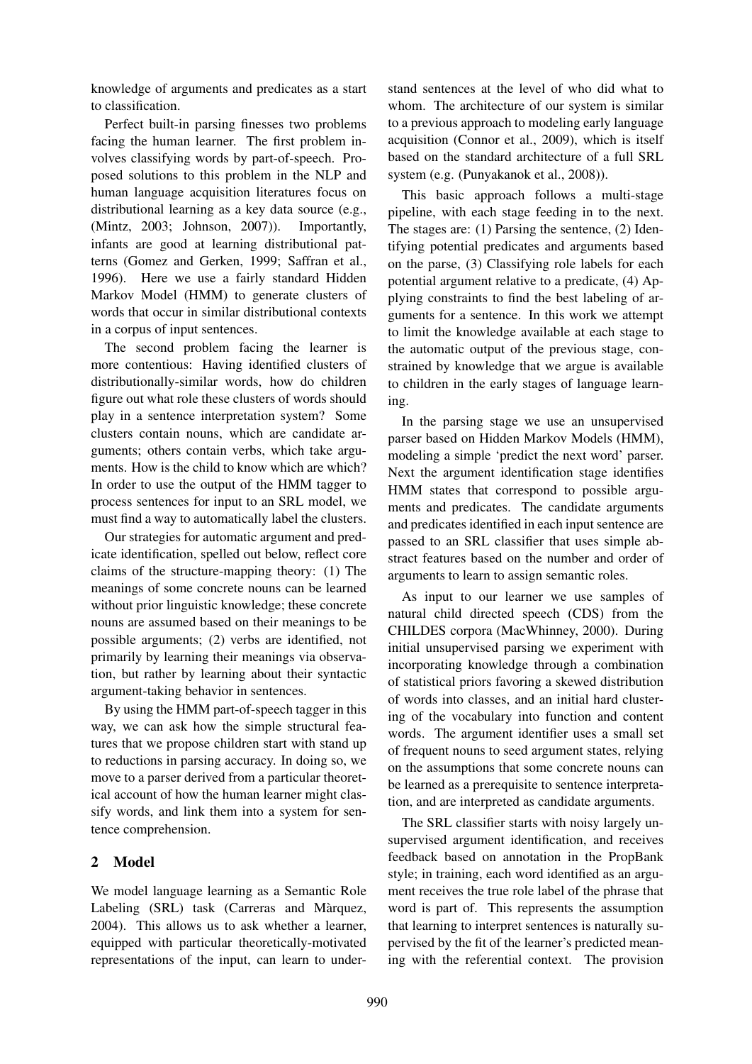knowledge of arguments and predicates as a start to classification.

Perfect built-in parsing finesses two problems facing the human learner. The first problem involves classifying words by part-of-speech. Proposed solutions to this problem in the NLP and human language acquisition literatures focus on distributional learning as a key data source (e.g., (Mintz, 2003; Johnson, 2007)). Importantly, infants are good at learning distributional patterns (Gomez and Gerken, 1999; Saffran et al., 1996). Here we use a fairly standard Hidden Markov Model (HMM) to generate clusters of words that occur in similar distributional contexts in a corpus of input sentences.

The second problem facing the learner is more contentious: Having identified clusters of distributionally-similar words, how do children figure out what role these clusters of words should play in a sentence interpretation system? Some clusters contain nouns, which are candidate arguments; others contain verbs, which take arguments. How is the child to know which are which? In order to use the output of the HMM tagger to process sentences for input to an SRL model, we must find a way to automatically label the clusters.

Our strategies for automatic argument and predicate identification, spelled out below, reflect core claims of the structure-mapping theory: (1) The meanings of some concrete nouns can be learned without prior linguistic knowledge; these concrete nouns are assumed based on their meanings to be possible arguments; (2) verbs are identified, not primarily by learning their meanings via observation, but rather by learning about their syntactic argument-taking behavior in sentences.

By using the HMM part-of-speech tagger in this way, we can ask how the simple structural features that we propose children start with stand up to reductions in parsing accuracy. In doing so, we move to a parser derived from a particular theoretical account of how the human learner might classify words, and link them into a system for sentence comprehension.

## 2 Model

We model language learning as a Semantic Role Labeling (SRL) task (Carreras and Màrquez, 2004). This allows us to ask whether a learner, equipped with particular theoretically-motivated representations of the input, can learn to understand sentences at the level of who did what to whom. The architecture of our system is similar to a previous approach to modeling early language acquisition (Connor et al., 2009), which is itself based on the standard architecture of a full SRL system (e.g. (Punyakanok et al., 2008)).

This basic approach follows a multi-stage pipeline, with each stage feeding in to the next. The stages are: (1) Parsing the sentence, (2) Identifying potential predicates and arguments based on the parse, (3) Classifying role labels for each potential argument relative to a predicate, (4) Applying constraints to find the best labeling of arguments for a sentence. In this work we attempt to limit the knowledge available at each stage to the automatic output of the previous stage, constrained by knowledge that we argue is available to children in the early stages of language learning.

In the parsing stage we use an unsupervised parser based on Hidden Markov Models (HMM), modeling a simple 'predict the next word' parser. Next the argument identification stage identifies HMM states that correspond to possible arguments and predicates. The candidate arguments and predicates identified in each input sentence are passed to an SRL classifier that uses simple abstract features based on the number and order of arguments to learn to assign semantic roles.

As input to our learner we use samples of natural child directed speech (CDS) from the CHILDES corpora (MacWhinney, 2000). During initial unsupervised parsing we experiment with incorporating knowledge through a combination of statistical priors favoring a skewed distribution of words into classes, and an initial hard clustering of the vocabulary into function and content words. The argument identifier uses a small set of frequent nouns to seed argument states, relying on the assumptions that some concrete nouns can be learned as a prerequisite to sentence interpretation, and are interpreted as candidate arguments.

The SRL classifier starts with noisy largely unsupervised argument identification, and receives feedback based on annotation in the PropBank style; in training, each word identified as an argument receives the true role label of the phrase that word is part of. This represents the assumption that learning to interpret sentences is naturally supervised by the fit of the learner's predicted meaning with the referential context. The provision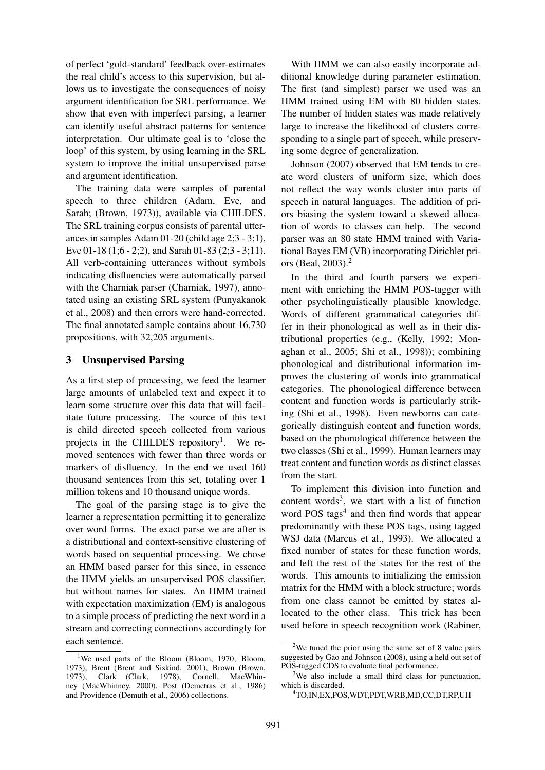of perfect 'gold-standard' feedback over-estimates the real child's access to this supervision, but allows us to investigate the consequences of noisy argument identification for SRL performance. We show that even with imperfect parsing, a learner can identify useful abstract patterns for sentence interpretation. Our ultimate goal is to 'close the loop' of this system, by using learning in the SRL system to improve the initial unsupervised parse and argument identification.

The training data were samples of parental speech to three children (Adam, Eve, and Sarah; (Brown, 1973)), available via CHILDES. The SRL training corpus consists of parental utterances in samples Adam 01-20 (child age 2;3 - 3;1), Eve 01-18 (1;6 - 2;2), and Sarah 01-83 (2;3 - 3;11). All verb-containing utterances without symbols indicating disfluencies were automatically parsed with the Charniak parser (Charniak, 1997), annotated using an existing SRL system (Punyakanok et al., 2008) and then errors were hand-corrected. The final annotated sample contains about 16,730 propositions, with 32,205 arguments.

## 3 Unsupervised Parsing

As a first step of processing, we feed the learner large amounts of unlabeled text and expect it to learn some structure over this data that will facilitate future processing. The source of this text is child directed speech collected from various projects in the CHILDES repository[1]. We removed sentences with fewer than three words or markers of disfluency. In the end we used 160 thousand sentences from this set, totaling over 1 million tokens and 10 thousand unique words.

The goal of the parsing stage is to give the learner a representation permitting it to generalize over word forms. The exact parse we are after is a distributional and context-sensitive clustering of words based on sequential processing. We chose an HMM based parser for this since, in essence the HMM yields an unsupervised POS classifier, but without names for states. An HMM trained with expectation maximization (EM) is analogous to a simple process of predicting the next word in a stream and correcting connections accordingly for each sentence.

With HMM we can also easily incorporate additional knowledge during parameter estimation. The first (and simplest) parser we used was an HMM trained using EM with 80 hidden states. The number of hidden states was made relatively large to increase the likelihood of clusters corresponding to a single part of speech, while preserving some degree of generalization.

Johnson (2007) observed that EM tends to create word clusters of uniform size, which does not reflect the way words cluster into parts of speech in natural languages. The addition of priors biasing the system toward a skewed allocation of words to classes can help. The second parser was an 80 state HMM trained with Variational Bayes EM (VB) incorporating Dirichlet priors (Beal, 2003).[2]

In the third and fourth parsers we experiment with enriching the HMM POS-tagger with other psycholinguistically plausible knowledge. Words of different grammatical categories differ in their phonological as well as in their distributional properties (e.g., (Kelly, 1992; Monaghan et al., 2005; Shi et al., 1998)); combining phonological and distributional information improves the clustering of words into grammatical categories. The phonological difference between content and function words is particularly striking (Shi et al., 1998). Even newborns can categorically distinguish content and function words, based on the phonological difference between the two classes (Shi et al., 1999). Human learners may treat content and function words as distinct classes from the start.

To implement this division into function and content words[3], we start with a list of function word POS tags[4] and then find words that appear predominantly with these POS tags, using tagged WSJ data (Marcus et al., 1993). We allocated a fixed number of states for these function words, and left the rest of the states for the rest of the words. This amounts to initializing the emission matrix for the HMM with a block structure; words from one class cannot be emitted by states allocated to the other class. This trick has been used before in speech recognition work (Rabiner,

[1] We used parts of the Bloom (Bloom, 1970; Bloom, 1973), Brent (Brent and Siskind, 2001), Brown (Brown, 1973), Clark (Clark, 1978), Cornell, MacWhinney (MacWhinney, 2000), Post (Demetras et al., 1986) and Providence (Demuth et al., 2006) collections.

[2] We tuned the prior using the same set of 8 value pairs suggested by Gao and Johnson (2008), using a held out set of POS-tagged CDS to evaluate final performance.

[3] We also include a small third class for punctuation, which is discarded.

[4] TO,IN,EX,POS,WDT,PDT,WRB,MD,CC,DT,RP,UH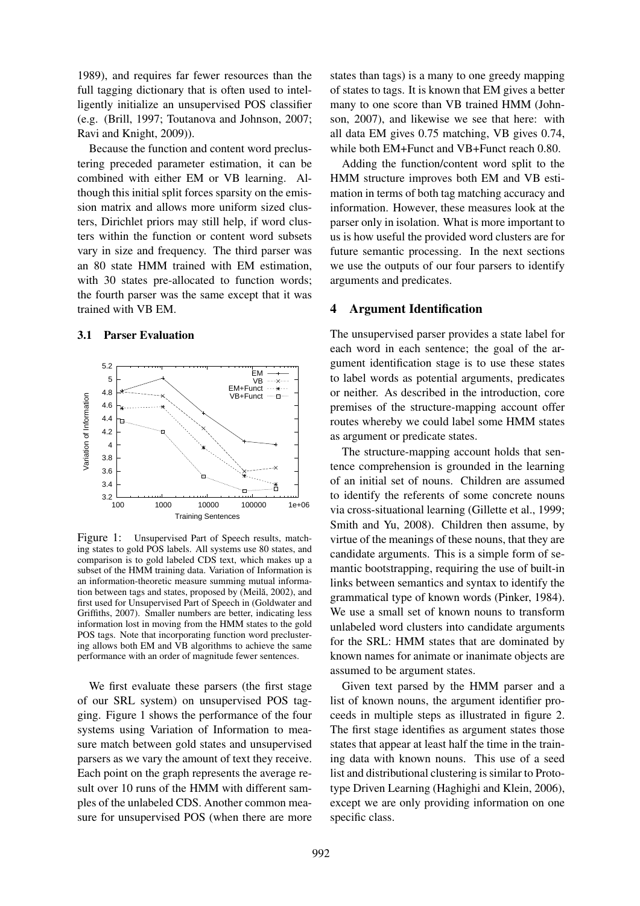1989), and requires far fewer resources than the full tagging dictionary that is often used to intelligently initialize an unsupervised POS classifier (e.g. (Brill, 1997; Toutanova and Johnson, 2007; Ravi and Knight, 2009)).

Because the function and content word preclustering preceded parameter estimation, it can be combined with either EM or VB learning. Although this initial split forces sparsity on the emission matrix and allows more uniform sized clusters, Dirichlet priors may still help, if word clusters within the function or content word subsets vary in size and frequency. The third parser was an 80 state HMM trained with EM estimation, with 30 states pre-allocated to function words; the fourth parser was the same except that it was trained with VB EM.

### 3.1 Parser Evaluation

Figure 1: Unsupervised Part of Speech results, matching states to gold POS labels. All systems use 80 states, and comparison is to gold labeled CDS text, which makes up a subset of the HMM training data. Variation of Information is an information-theoretic measure summing mutual information between tags and states, proposed by (Meilă, 2002), and first used for Unsupervised Part of Speech in (Goldwater and Griffiths, 2007). Smaller numbers are better, indicating less information lost in moving from the HMM states to the gold POS tags. Note that incorporating function word preclustering allows both EM and VB algorithms to achieve the same performance with an order of magnitude fewer sentences.

We first evaluate these parsers (the first stage of our SRL system) on unsupervised POS tagging. Figure 1 shows the performance of the four systems using Variation of Information to measure match between gold states and unsupervised parsers as we vary the amount of text they receive. Each point on the graph represents the average result over 10 runs of the HMM with different samples of the unlabeled CDS. Another common measure for unsupervised POS (when there are more states than tags) is a many to one greedy mapping of states to tags. It is known that EM gives a better many to one score than VB trained HMM (Johnson, 2007), and likewise we see that here: with all data EM gives 0.75 matching, VB gives 0.74, while both EM+Funct and VB+Funct reach 0.80.

Adding the function/content word split to the HMM structure improves both EM and VB estimation in terms of both tag matching accuracy and information. However, these measures look at the parser only in isolation. What is more important to us is how useful the provided word clusters are for future semantic processing. In the next sections we use the outputs of our four parsers to identify arguments and predicates.

## 4 Argument Identification

The unsupervised parser provides a state label for each word in each sentence; the goal of the argument identification stage is to use these states to label words as potential arguments, predicates or neither. As described in the introduction, core premises of the structure-mapping account offer routes whereby we could label some HMM states as argument or predicate states.

The structure-mapping account holds that sentence comprehension is grounded in the learning of an initial set of nouns. Children are assumed to identify the referents of some concrete nouns via cross-situational learning (Gillette et al., 1999; Smith and Yu, 2008). Children then assume, by virtue of the meanings of these nouns, that they are candidate arguments. This is a simple form of semantic bootstrapping, requiring the use of built-in links between semantics and syntax to identify the grammatical type of known words (Pinker, 1984). We use a small set of known nouns to transform unlabeled word clusters into candidate arguments for the SRL: HMM states that are dominated by known names for animate or inanimate objects are assumed to be argument states.

Given text parsed by the HMM parser and a list of known nouns, the argument identifier proceeds in multiple steps as illustrated in figure 2. The first stage identifies as argument states those states that appear at least half the time in the training data with known nouns. This use of a seed list and distributional clustering is similar to Prototype Driven Learning (Haghighi and Klein, 2006), except we are only providing information on one specific class.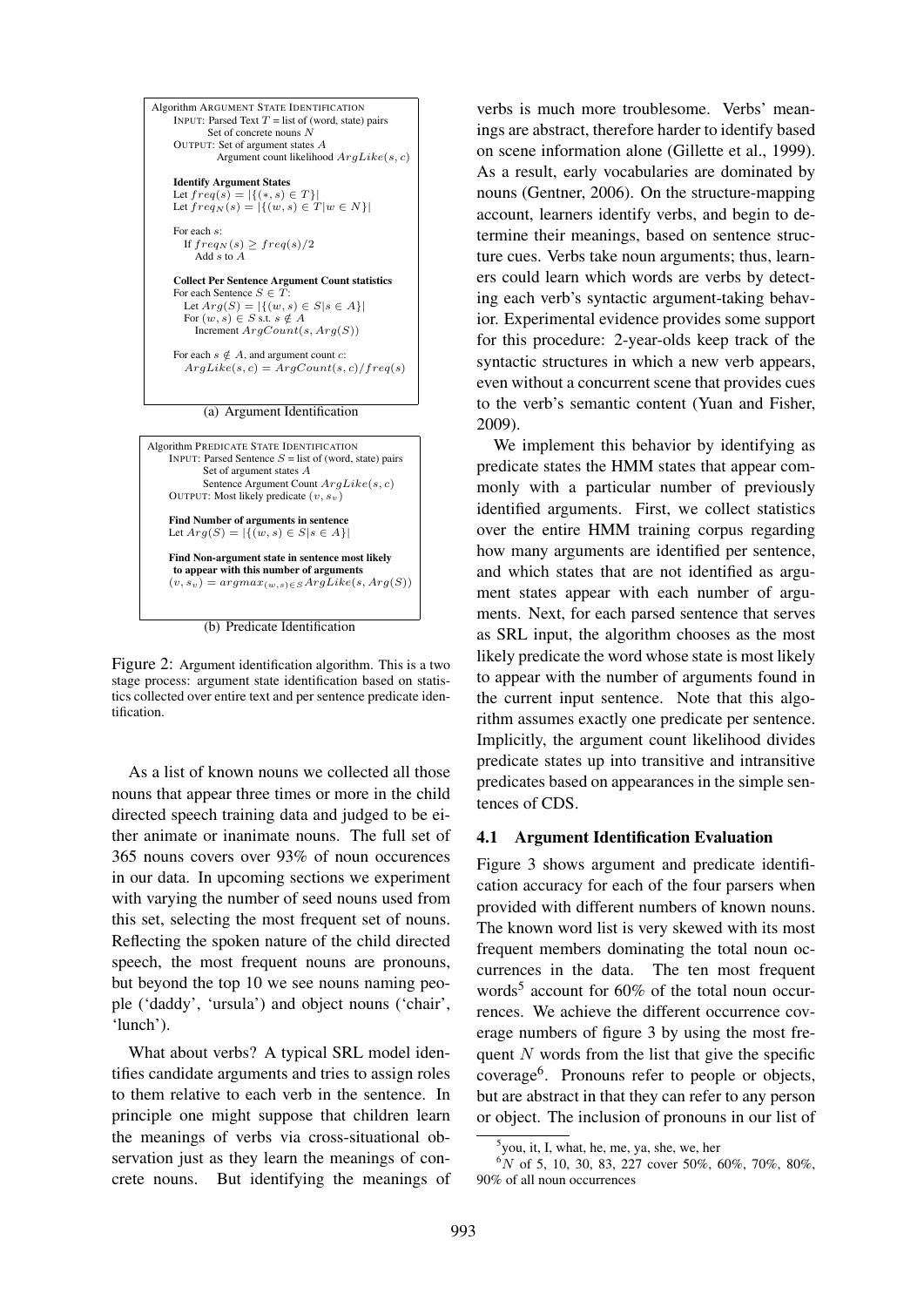```
Algorithm ARGUMENT STATE IDENTIFICATION
    INPUT: Parsed Text T = list of (word, state) pairs
           Set of concrete nouns N
    OUTPUT: Set of argument states A
            Argument count likelihood ArgLike(s, c)

    Identify Argument States
    Let freq(s) = |{(*, s) ∈ T}|
    Let freq_N(s) = |{(w, s) ∈ T | w ∈ N}|

    For each s:
      If freq_N(s) ≥ freq(s)/2
        Add s to A

    Collect Per Sentence Argument Count statistics
    For each Sentence S ∈ T:
      Let Arg(S) = |{(w, s) ∈ S | s ∈ A}|
      For (w, s) ∈ S s.t. s ∉ A
        Increment ArgCount(s, Arg(S))

    For each s ∉ A, and argument count c:
      ArgLike(s, c) = ArgCount(s, c)/freq(s)
```

(a) Argument Identification

```
Algorithm PREDICATE STATE IDENTIFICATION
    INPUT: Parsed Sentence S = list of (word, state) pairs
           Set of argument states A
           Sentence Argument Count ArgLike(s, c)
    OUTPUT: Most likely predicate (v, s_v)

    Find Number of arguments in sentence
    Let Arg(S) = |{(w, s) ∈ S | s ∈ A}|

    Find Non-argument state in sentence most likely
     to appear with this number of arguments
    (v, s_v) = argmax_{(w,s)∈S} ArgLike(s, Arg(S))
```

(b) Predicate Identification

Figure 2: Argument identification algorithm. This is a two stage process: argument state identification based on statistics collected over entire text and per sentence predicate identification.

As a list of known nouns we collected all those nouns that appear three times or more in the child directed speech training data and judged to be either animate or inanimate nouns. The full set of 365 nouns covers over 93% of noun occurences in our data. In upcoming sections we experiment with varying the number of seed nouns used from this set, selecting the most frequent set of nouns. Reflecting the spoken nature of the child directed speech, the most frequent nouns are pronouns, but beyond the top 10 we see nouns naming people ('daddy', 'ursula') and object nouns ('chair', 'lunch').

What about verbs? A typical SRL model identifies candidate arguments and tries to assign roles to them relative to each verb in the sentence. In principle one might suppose that children learn the meanings of verbs via cross-situational observation just as they learn the meanings of concrete nouns. But identifying the meanings of verbs is much more troublesome. Verbs' meanings are abstract, therefore harder to identify based on scene information alone (Gillette et al., 1999). As a result, early vocabularies are dominated by nouns (Gentner, 2006). On the structure-mapping account, learners identify verbs, and begin to determine their meanings, based on sentence structure cues. Verbs take noun arguments; thus, learners could learn which words are verbs by detecting each verb's syntactic argument-taking behavior. Experimental evidence provides some support for this procedure: 2-year-olds keep track of the syntactic structures in which a new verb appears, even without a concurrent scene that provides cues to the verb's semantic content (Yuan and Fisher, 2009).

We implement this behavior by identifying as predicate states the HMM states that appear commonly with a particular number of previously identified arguments. First, we collect statistics over the entire HMM training corpus regarding how many arguments are identified per sentence, and which states that are not identified as argument states appear with each number of arguments. Next, for each parsed sentence that serves as SRL input, the algorithm chooses as the most likely predicate the word whose state is most likely to appear with the number of arguments found in the current input sentence. Note that this algorithm assumes exactly one predicate per sentence. Implicitly, the argument count likelihood divides predicate states up into transitive and intransitive predicates based on appearances in the simple sentences of CDS.

### 4.1 Argument Identification Evaluation

Figure 3 shows argument and predicate identification accuracy for each of the four parsers when provided with different numbers of known nouns. The known word list is very skewed with its most frequent members dominating the total noun occurrences in the data. The ten most frequent words[5] account for 60% of the total noun occurrences. We achieve the different occurrence coverage numbers of figure 3 by using the most frequent $N$ words from the list that give the specific coverage[6]. Pronouns refer to people or objects, but are abstract in that they can refer to any person or object. The inclusion of pronouns in our list of

[5] you, it, I, what, he, me, ya, she, we, her

[6] $N$ of 5, 10, 30, 83, 227 cover 50%, 60%, 70%, 80%, 90% of all noun occurrences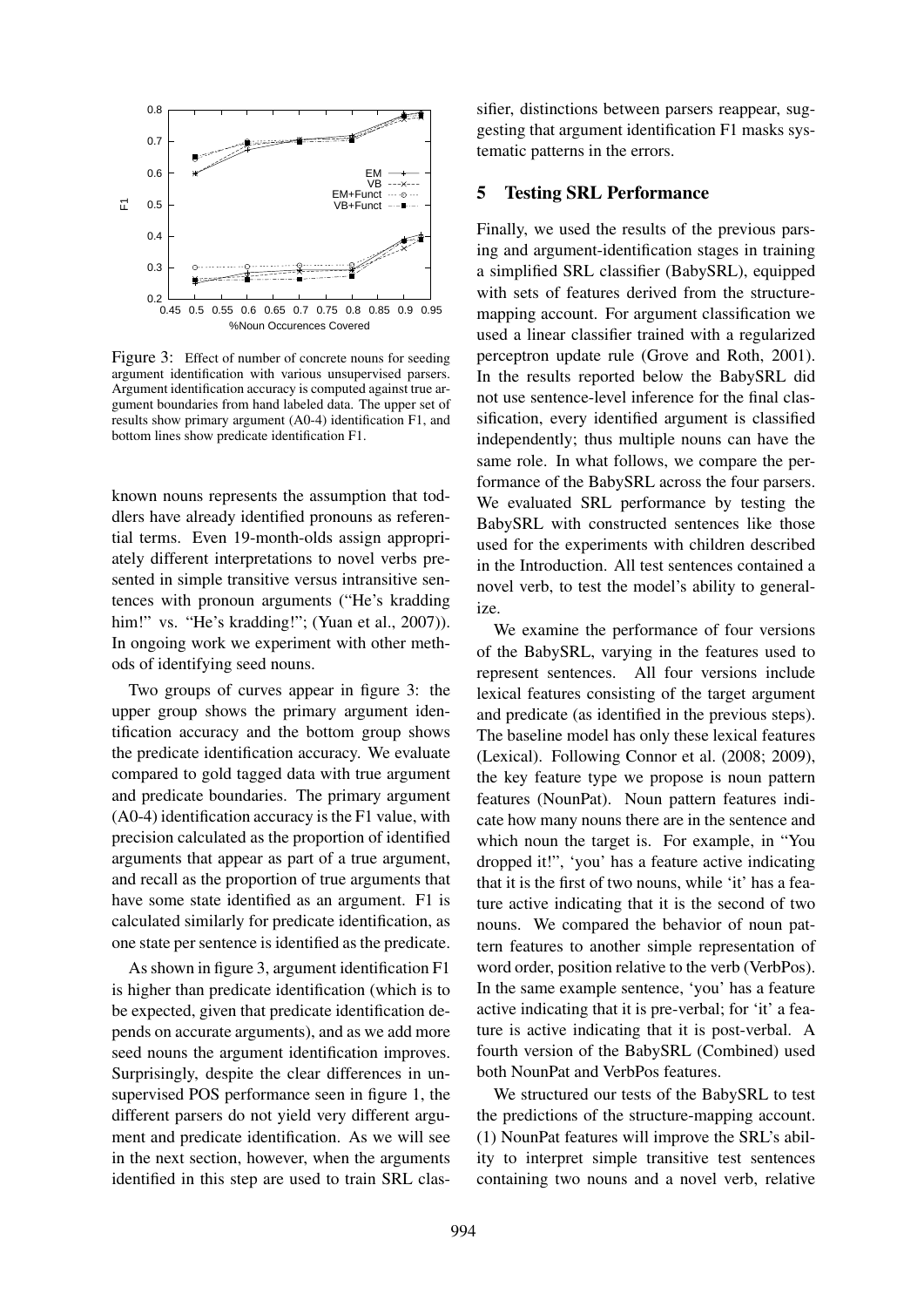Figure 3: Effect of number of concrete nouns for seeding argument identification with various unsupervised parsers. Argument identification accuracy is computed against true argument boundaries from hand labeled data. The upper set of results show primary argument (A0-4) identification F1, and bottom lines show predicate identification F1.

known nouns represents the assumption that toddlers have already identified pronouns as referential terms. Even 19-month-olds assign appropriately different interpretations to novel verbs presented in simple transitive versus intransitive sentences with pronoun arguments ("He's kradding him!" vs. "He's kradding!"; (Yuan et al., 2007)). In ongoing work we experiment with other methods of identifying seed nouns.

Two groups of curves appear in figure 3: the upper group shows the primary argument identification accuracy and the bottom group shows the predicate identification accuracy. We evaluate compared to gold tagged data with true argument and predicate boundaries. The primary argument (A0-4) identification accuracy is the F1 value, with precision calculated as the proportion of identified arguments that appear as part of a true argument, and recall as the proportion of true arguments that have some state identified as an argument. F1 is calculated similarly for predicate identification, as one state per sentence is identified as the predicate.

As shown in figure 3, argument identification F1 is higher than predicate identification (which is to be expected, given that predicate identification depends on accurate arguments), and as we add more seed nouns the argument identification improves. Surprisingly, despite the clear differences in unsupervised POS performance seen in figure 1, the different parsers do not yield very different argument and predicate identification. As we will see in the next section, however, when the arguments identified in this step are used to train SRL classifier, distinctions between parsers reappear, suggesting that argument identification F1 masks systematic patterns in the errors.

## 5 Testing SRL Performance

Finally, we used the results of the previous parsing and argument-identification stages in training a simplified SRL classifier (BabySRL), equipped with sets of features derived from the structure-mapping account. For argument classification we used a linear classifier trained with a regularized perceptron update rule (Grove and Roth, 2001). In the results reported below the BabySRL did not use sentence-level inference for the final classification, every identified argument is classified independently; thus multiple nouns can have the same role. In what follows, we compare the performance of the BabySRL across the four parsers. We evaluated SRL performance by testing the BabySRL with constructed sentences like those used for the experiments with children described in the Introduction. All test sentences contained a novel verb, to test the model's ability to generalize.

We examine the performance of four versions of the BabySRL, varying in the features used to represent sentences. All four versions include lexical features consisting of the target argument and predicate (as identified in the previous steps). The baseline model has only these lexical features (Lexical). Following Connor et al. (2008; 2009), the key feature type we propose is noun pattern features (NounPat). Noun pattern features indicate how many nouns there are in the sentence and which noun the target is. For example, in "You dropped it!", 'you' has a feature active indicating that it is the first of two nouns, while 'it' has a feature active indicating that it is the second of two nouns. We compared the behavior of noun pattern features to another simple representation of word order, position relative to the verb (VerbPos). In the same example sentence, 'you' has a feature active indicating that it is pre-verbal; for 'it' a feature is active indicating that it is post-verbal. A fourth version of the BabySRL (Combined) used both NounPat and VerbPos features.

We structured our tests of the BabySRL to test the predictions of the structure-mapping account. (1) NounPat features will improve the SRL's ability to interpret simple transitive test sentences containing two nouns and a novel verb, relative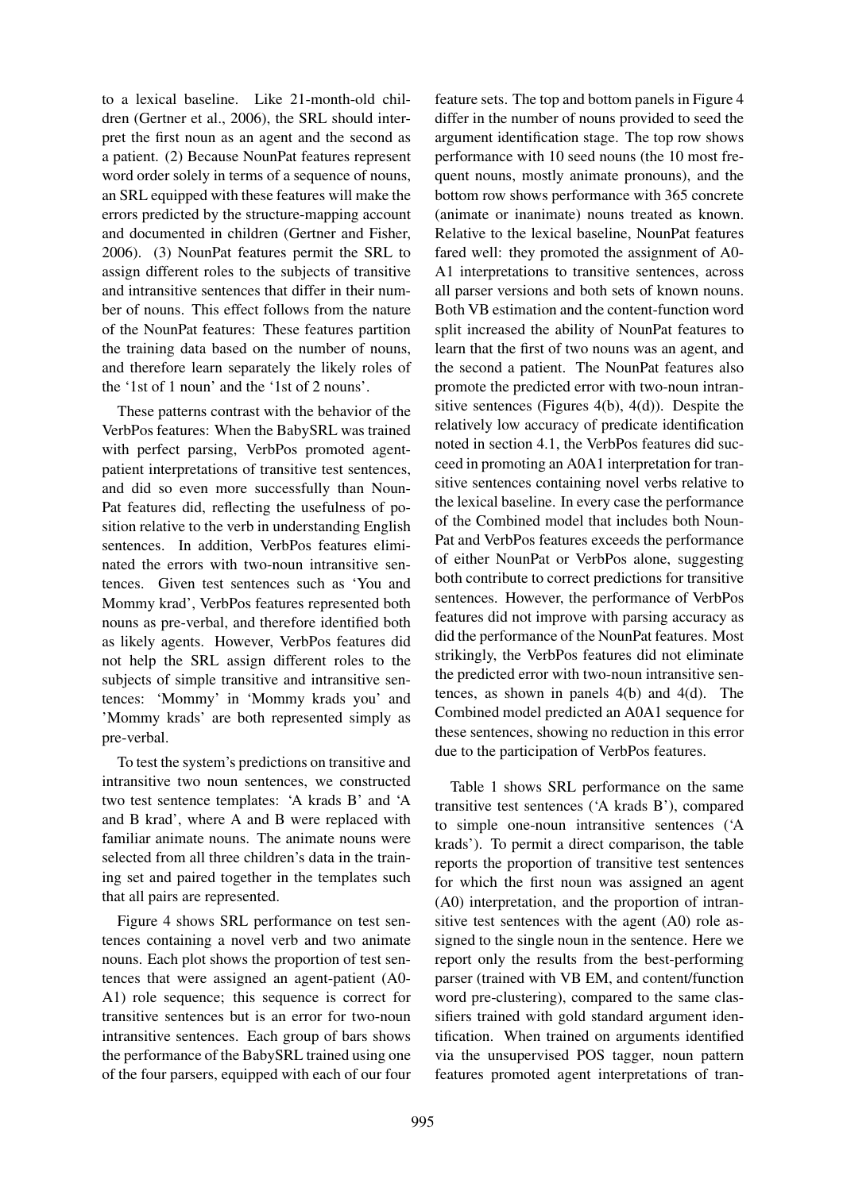to a lexical baseline. Like 21-month-old children (Gertner et al., 2006), the SRL should interpret the first noun as an agent and the second as a patient. (2) Because NounPat features represent word order solely in terms of a sequence of nouns, an SRL equipped with these features will make the errors predicted by the structure-mapping account and documented in children (Gertner and Fisher, 2006). (3) NounPat features permit the SRL to assign different roles to the subjects of transitive and intransitive sentences that differ in their number of nouns. This effect follows from the nature of the NounPat features: These features partition the training data based on the number of nouns, and therefore learn separately the likely roles of the '1st of 1 noun' and the '1st of 2 nouns'.

These patterns contrast with the behavior of the VerbPos features: When the BabySRL was trained with perfect parsing, VerbPos promoted agent-patient interpretations of transitive test sentences, and did so even more successfully than NounPat features did, reflecting the usefulness of position relative to the verb in understanding English sentences. In addition, VerbPos features eliminated the errors with two-noun intransitive sentences. Given test sentences such as 'You and Mommy krad', VerbPos features represented both nouns as pre-verbal, and therefore identified both as likely agents. However, VerbPos features did not help the SRL assign different roles to the subjects of simple transitive and intransitive sentences: 'Mommy' in 'Mommy krads you' and 'Mommy krads' are both represented simply as pre-verbal.

To test the system's predictions on transitive and intransitive two noun sentences, we constructed two test sentence templates: 'A krads B' and 'A and B krad', where A and B were replaced with familiar animate nouns. The animate nouns were selected from all three children's data in the training set and paired together in the templates such that all pairs are represented.

Figure 4 shows SRL performance on test sentences containing a novel verb and two animate nouns. Each plot shows the proportion of test sentences that were assigned an agent-patient (A0-A1) role sequence; this sequence is correct for transitive sentences but is an error for two-noun intransitive sentences. Each group of bars shows the performance of the BabySRL trained using one of the four parsers, equipped with each of our four feature sets. The top and bottom panels in Figure 4 differ in the number of nouns provided to seed the argument identification stage. The top row shows performance with 10 seed nouns (the 10 most frequent nouns, mostly animate pronouns), and the bottom row shows performance with 365 concrete (animate or inanimate) nouns treated as known. Relative to the lexical baseline, NounPat features fared well: they promoted the assignment of A0-A1 interpretations to transitive sentences, across all parser versions and both sets of known nouns. Both VB estimation and the content-function word split increased the ability of NounPat features to learn that the first of two nouns was an agent, and the second a patient. The NounPat features also promote the predicted error with two-noun intransitive sentences (Figures 4(b), 4(d)). Despite the relatively low accuracy of predicate identification noted in section 4.1, the VerbPos features did succeed in promoting an A0A1 interpretation for transitive sentences containing novel verbs relative to the lexical baseline. In every case the performance of the Combined model that includes both NounPat and VerbPos features exceeds the performance of either NounPat or VerbPos alone, suggesting both contribute to correct predictions for transitive sentences. However, the performance of VerbPos features did not improve with parsing accuracy as did the performance of the NounPat features. Most strikingly, the VerbPos features did not eliminate the predicted error with two-noun intransitive sentences, as shown in panels 4(b) and 4(d). The Combined model predicted an A0A1 sequence for these sentences, showing no reduction in this error due to the participation of VerbPos features.

Table 1 shows SRL performance on the same transitive test sentences ('A krads B'), compared to simple one-noun intransitive sentences ('A krads'). To permit a direct comparison, the table reports the proportion of transitive test sentences for which the first noun was assigned an agent (A0) interpretation, and the proportion of intransitive test sentences with the agent (A0) role assigned to the single noun in the sentence. Here we report only the results from the best-performing parser (trained with VB EM, and content/function word pre-clustering), compared to the same classifiers trained with gold standard argument identification. When trained on arguments identified via the unsupervised POS tagger, noun pattern features promoted agent interpretations of tran-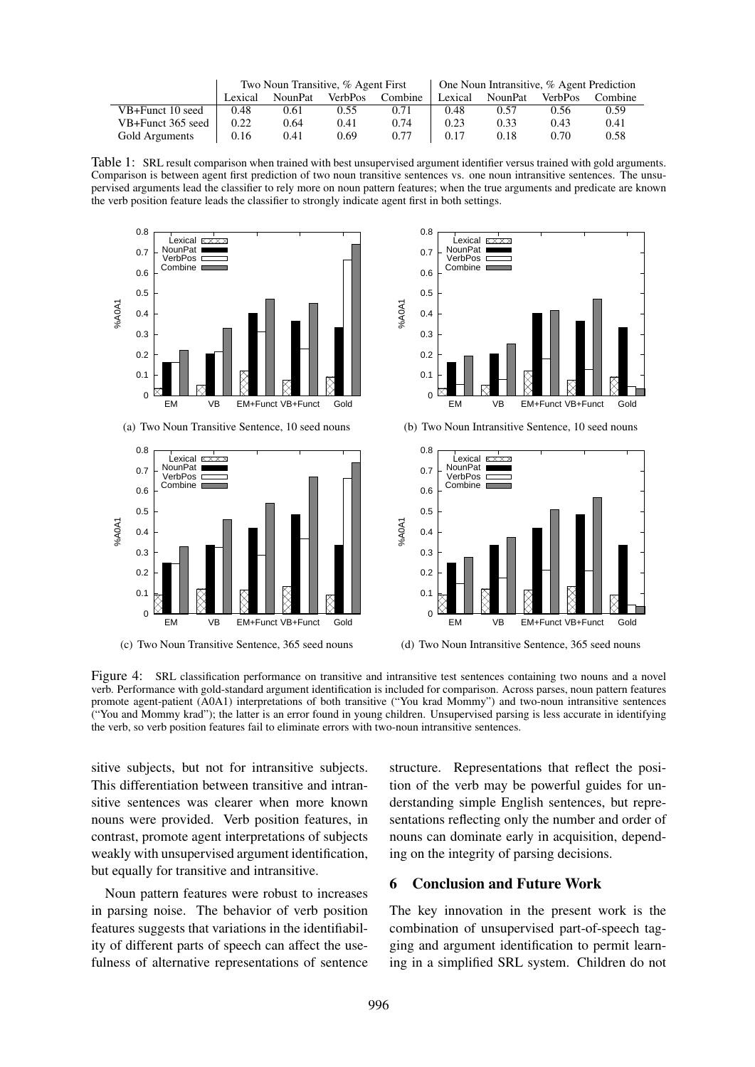| | Two Noun Transitive, % Agent First | | | | One Noun Intransitive, % Agent Prediction | | | |
|---|---|---|---|---|---|---|---|---|
| | Lexical | NounPat | VerbPos | Combine | Lexical | NounPat | VerbPos | Combine |
| VB+Funct 10 seed | 0.48 | 0.61 | 0.55 | 0.71 | 0.48 | 0.57 | 0.56 | 0.59 |
| VB+Funct 365 seed | 0.22 | 0.64 | 0.41 | 0.74 | 0.23 | 0.33 | 0.43 | 0.41 |
| Gold Arguments | 0.16 | 0.41 | 0.69 | 0.77 | 0.17 | 0.18 | 0.70 | 0.58 |

Table 1: SRL result comparison when trained with best unsupervised argument identifier versus trained with gold arguments. Comparison is between agent first prediction of two noun transitive sentences vs. one noun intransitive sentences. The unsupervised arguments lead the classifier to rely more on noun pattern features; when the true arguments and predicate are known the verb position feature leads the classifier to strongly indicate agent first in both settings.

(a) Two Noun Transitive Sentence, 10 seed nouns

(b) Two Noun Intransitive Sentence, 10 seed nouns

(c) Two Noun Transitive Sentence, 365 seed nouns

(d) Two Noun Intransitive Sentence, 365 seed nouns

Figure 4: SRL classification performance on transitive and intransitive test sentences containing two nouns and a novel verb. Performance with gold-standard argument identification is included for comparison. Across parses, noun pattern features promote agent-patient (A0A1) interpretations of both transitive ("You krad Mommy") and two-noun intransitive sentences ("You and Mommy krad"); the latter is an error found in young children. Unsupervised parsing is less accurate in identifying the verb, so verb position features fail to eliminate errors with two-noun intransitive sentences.

sitive subjects, but not for intransitive subjects. This differentiation between transitive and intransitive sentences was clearer when more known nouns were provided. Verb position features, in contrast, promote agent interpretations of subjects weakly with unsupervised argument identification, but equally for transitive and intransitive.

Noun pattern features were robust to increases in parsing noise. The behavior of verb position features suggests that variations in the identifiability of different parts of speech can affect the usefulness of alternative representations of sentence structure. Representations that reflect the position of the verb may be powerful guides for understanding simple English sentences, but representations reflecting only the number and order of nouns can dominate early in acquisition, depending on the integrity of parsing decisions.

## 6 Conclusion and Future Work

The key innovation in the present work is the combination of unsupervised part-of-speech tagging and argument identification to permit learning in a simplified SRL system. Children do not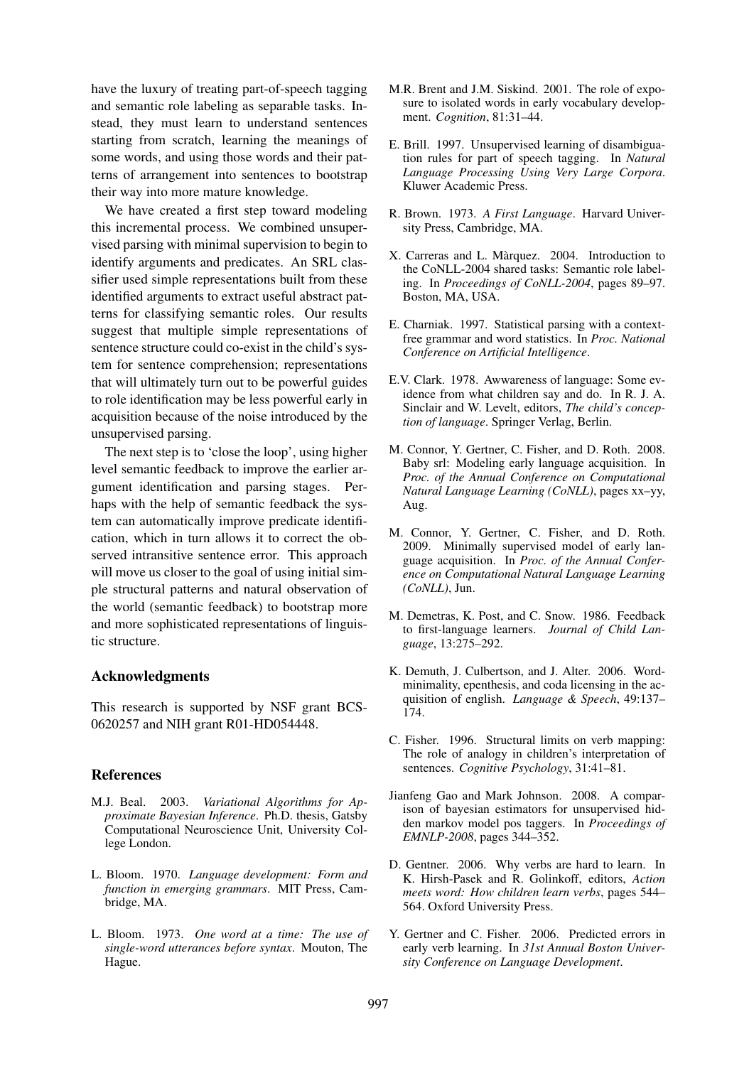have the luxury of treating part-of-speech tagging and semantic role labeling as separable tasks. Instead, they must learn to understand sentences starting from scratch, learning the meanings of some words, and using those words and their patterns of arrangement into sentences to bootstrap their way into more mature knowledge.

We have created a first step toward modeling this incremental process. We combined unsupervised parsing with minimal supervision to begin to identify arguments and predicates. An SRL classifier used simple representations built from these identified arguments to extract useful abstract patterns for classifying semantic roles. Our results suggest that multiple simple representations of sentence structure could co-exist in the child's system for sentence comprehension; representations that will ultimately turn out to be powerful guides to role identification may be less powerful early in acquisition because of the noise introduced by the unsupervised parsing.

The next step is to 'close the loop', using higher level semantic feedback to improve the earlier argument identification and parsing stages. Perhaps with the help of semantic feedback the system can automatically improve predicate identification, which in turn allows it to correct the observed intransitive sentence error. This approach will move us closer to the goal of using initial simple structural patterns and natural observation of the world (semantic feedback) to bootstrap more and more sophisticated representations of linguistic structure.

## Acknowledgments

This research is supported by NSF grant BCS-0620257 and NIH grant R01-HD054448.

## References

M.J. Beal. 2003. *Variational Algorithms for Approximate Bayesian Inference*. Ph.D. thesis, Gatsby Computational Neuroscience Unit, University College London.

L. Bloom. 1970. *Language development: Form and function in emerging grammars*. MIT Press, Cambridge, MA.

L. Bloom. 1973. *One word at a time: The use of single-word utterances before syntax*. Mouton, The Hague.

M.R. Brent and J.M. Siskind. 2001. The role of exposure to isolated words in early vocabulary development. *Cognition*, 81:31–44.

E. Brill. 1997. Unsupervised learning of disambiguation rules for part of speech tagging. In *Natural Language Processing Using Very Large Corpora*. Kluwer Academic Press.

R. Brown. 1973. *A First Language*. Harvard University Press, Cambridge, MA.

X. Carreras and L. Màrquez. 2004. Introduction to the CoNLL-2004 shared tasks: Semantic role labeling. In *Proceedings of CoNLL-2004*, pages 89–97. Boston, MA, USA.

E. Charniak. 1997. Statistical parsing with a context-free grammar and word statistics. In *Proc. National Conference on Artificial Intelligence*.

E.V. Clark. 1978. Awwareness of language: Some evidence from what children say and do. In R. J. A. Sinclair and W. Levelt, editors, *The child's conception of language*. Springer Verlag, Berlin.

M. Connor, Y. Gertner, C. Fisher, and D. Roth. 2008. Baby srl: Modeling early language acquisition. In *Proc. of the Annual Conference on Computational Natural Language Learning (CoNLL)*, pages xx–yy, Aug.

M. Connor, Y. Gertner, C. Fisher, and D. Roth. 2009. Minimally supervised model of early language acquisition. In *Proc. of the Annual Conference on Computational Natural Language Learning (CoNLL)*, Jun.

M. Demetras, K. Post, and C. Snow. 1986. Feedback to first-language learners. *Journal of Child Language*, 13:275–292.

K. Demuth, J. Culbertson, and J. Alter. 2006. Word-minimality, epenthesis, and coda licensing in the acquisition of english. *Language & Speech*, 49:137–174.

C. Fisher. 1996. Structural limits on verb mapping: The role of analogy in children's interpretation of sentences. *Cognitive Psychology*, 31:41–81.

Jianfeng Gao and Mark Johnson. 2008. A comparison of bayesian estimators for unsupervised hidden markov model pos taggers. In *Proceedings of EMNLP-2008*, pages 344–352.

D. Gentner. 2006. Why verbs are hard to learn. In K. Hirsh-Pasek and R. Golinkoff, editors, *Action meets word: How children learn verbs*, pages 544–564. Oxford University Press.

Y. Gertner and C. Fisher. 2006. Predicted errors in early verb learning. In *31st Annual Boston University Conference on Language Development*.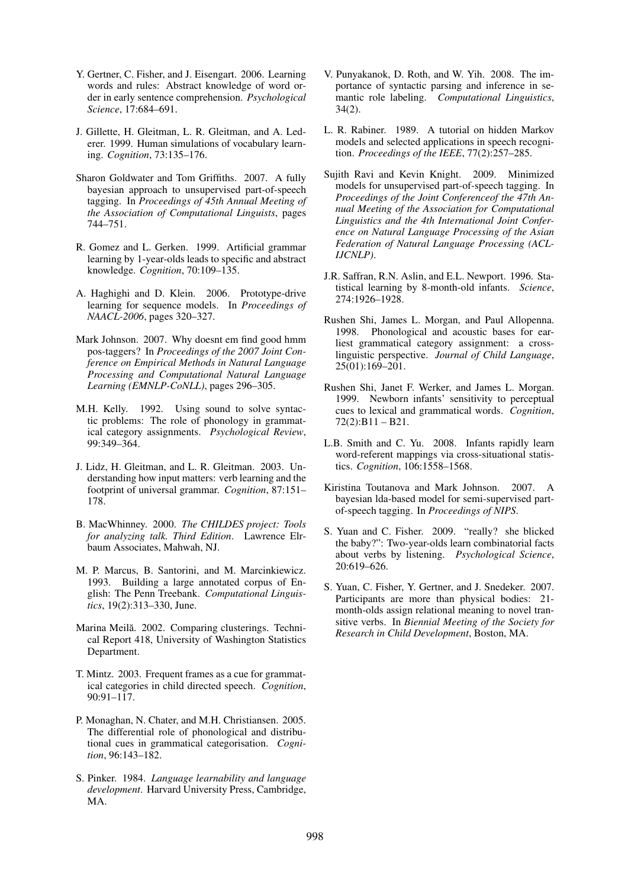Y. Gertner, C. Fisher, and J. Eisengart. 2006. Learning words and rules: Abstract knowledge of word order in early sentence comprehension. *Psychological Science*, 17:684–691.

J. Gillette, H. Gleitman, L. R. Gleitman, and A. Lederer. 1999. Human simulations of vocabulary learning. *Cognition*, 73:135–176.

Sharon Goldwater and Tom Griffiths. 2007. A fully bayesian approach to unsupervised part-of-speech tagging. In *Proceedings of 45th Annual Meeting of the Association of Computational Linguists*, pages 744–751.

R. Gomez and L. Gerken. 1999. Artificial grammar learning by 1-year-olds leads to specific and abstract knowledge. *Cognition*, 70:109–135.

A. Haghighi and D. Klein. 2006. Prototype-drive learning for sequence models. In *Proceedings of NAACL-2006*, pages 320–327.

Mark Johnson. 2007. Why doesnt em find good hmm pos-taggers? In *Proceedings of the 2007 Joint Conference on Empirical Methods in Natural Language Processing and Computational Natural Language Learning (EMNLP-CoNLL)*, pages 296–305.

M.H. Kelly. 1992. Using sound to solve syntactic problems: The role of phonology in grammatical category assignments. *Psychological Review*, 99:349–364.

J. Lidz, H. Gleitman, and L. R. Gleitman. 2003. Understanding how input matters: verb learning and the footprint of universal grammar. *Cognition*, 87:151–178.

B. MacWhinney. 2000. *The CHILDES project: Tools for analyzing talk. Third Edition*. Lawrence Elrbaum Associates, Mahwah, NJ.

M. P. Marcus, B. Santorini, and M. Marcinkiewicz. 1993. Building a large annotated corpus of English: The Penn Treebank. *Computational Linguistics*, 19(2):313–330, June.

Marina Meilă. 2002. Comparing clusterings. Technical Report 418, University of Washington Statistics Department.

T. Mintz. 2003. Frequent frames as a cue for grammatical categories in child directed speech. *Cognition*, 90:91–117.

P. Monaghan, N. Chater, and M.H. Christiansen. 2005. The differential role of phonological and distributional cues in grammatical categorisation. *Cognition*, 96:143–182.

S. Pinker. 1984. *Language learnability and language development*. Harvard University Press, Cambridge, MA.

V. Punyakanok, D. Roth, and W. Yih. 2008. The importance of syntactic parsing and inference in semantic role labeling. *Computational Linguistics*, 34(2).

L. R. Rabiner. 1989. A tutorial on hidden Markov models and selected applications in speech recognition. *Proceedings of the IEEE*, 77(2):257–285.

Sujith Ravi and Kevin Knight. 2009. Minimized models for unsupervised part-of-speech tagging. In *Proceedings of the Joint Conferenceof the 47th Annual Meeting of the Association for Computational Linguistics and the 4th International Joint Conference on Natural Language Processing of the Asian Federation of Natural Language Processing (ACL-IJCNLP)*.

J.R. Saffran, R.N. Aslin, and E.L. Newport. 1996. Statistical learning by 8-month-old infants. *Science*, 274:1926–1928.

Rushen Shi, James L. Morgan, and Paul Allopenna. 1998. Phonological and acoustic bases for earliest grammatical category assignment: a cross-linguistic perspective. *Journal of Child Language*, 25(01):169–201.

Rushen Shi, Janet F. Werker, and James L. Morgan. 1999. Newborn infants' sensitivity to perceptual cues to lexical and grammatical words. *Cognition*, 72(2):B11 – B21.

L.B. Smith and C. Yu. 2008. Infants rapidly learn word-referent mappings via cross-situational statistics. *Cognition*, 106:1558–1568.

Kiristina Toutanova and Mark Johnson. 2007. A bayesian lda-based model for semi-supervised part-of-speech tagging. In *Proceedings of NIPS*.

S. Yuan and C. Fisher. 2009. "really? she blicked the baby?": Two-year-olds learn combinatorial facts about verbs by listening. *Psychological Science*, 20:619–626.

S. Yuan, C. Fisher, Y. Gertner, and J. Snedeker. 2007. Participants are more than physical bodies: 21-month-olds assign relational meaning to novel transitive verbs. In *Biennial Meeting of the Society for Research in Child Development*, Boston, MA.